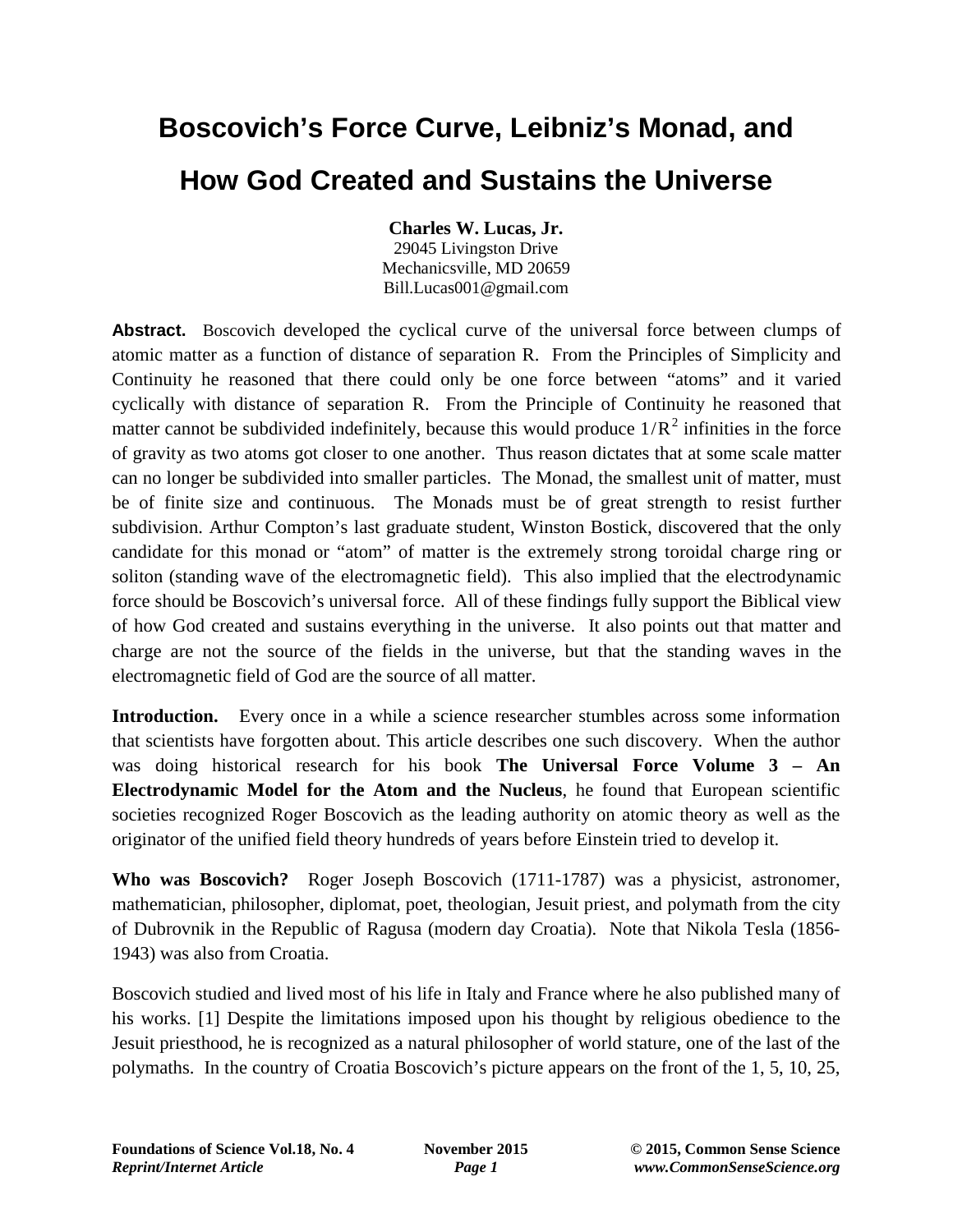# Boscovich's Force Curve, Leibniz's Monad, and How God Created and Sustains the Universe

**Charles W. Lucas, Jr.**
29045 Livingston Drive
Mechanicsville, MD 20659
Bill.Lucas001@gmail.com

**Abstract.** Boscovich developed the cyclical curve of the universal force between clumps of atomic matter as a function of distance of separation R. From the Principles of Simplicity and Continuity he reasoned that there could only be one force between "atoms" and it varied cyclically with distance of separation R. From the Principle of Continuity he reasoned that matter cannot be subdivided indefinitely, because this would produce $1/R^2$ infinities in the force of gravity as two atoms got closer to one another. Thus reason dictates that at some scale matter can no longer be subdivided into smaller particles. The Monad, the smallest unit of matter, must be of finite size and continuous. The Monads must be of great strength to resist further subdivision. Arthur Compton's last graduate student, Winston Bostick, discovered that the only candidate for this monad or "atom" of matter is the extremely strong toroidal charge ring or soliton (standing wave of the electromagnetic field). This also implied that the electrodynamic force should be Boscovich's universal force. All of these findings fully support the Biblical view of how God created and sustains everything in the universe. It also points out that matter and charge are not the source of the fields in the universe, but that the standing waves in the electromagnetic field of God are the source of all matter.

**Introduction.** Every once in a while a science researcher stumbles across some information that scientists have forgotten about. This article describes one such discovery. When the author was doing historical research for his book **The Universal Force Volume 3 – An Electrodynamic Model for the Atom and the Nucleus**, he found that European scientific societies recognized Roger Boscovich as the leading authority on atomic theory as well as the originator of the unified field theory hundreds of years before Einstein tried to develop it.

**Who was Boscovich?** Roger Joseph Boscovich (1711-1787) was a physicist, astronomer, mathematician, philosopher, diplomat, poet, theologian, Jesuit priest, and polymath from the city of Dubrovnik in the Republic of Ragusa (modern day Croatia). Note that Nikola Tesla (1856-1943) was also from Croatia.

Boscovich studied and lived most of his life in Italy and France where he also published many of his works. [1] Despite the limitations imposed upon his thought by religious obedience to the Jesuit priesthood, he is recognized as a natural philosopher of world stature, one of the last of the polymaths. In the country of Croatia Boscovich's picture appears on the front of the 1, 5, 10, 25,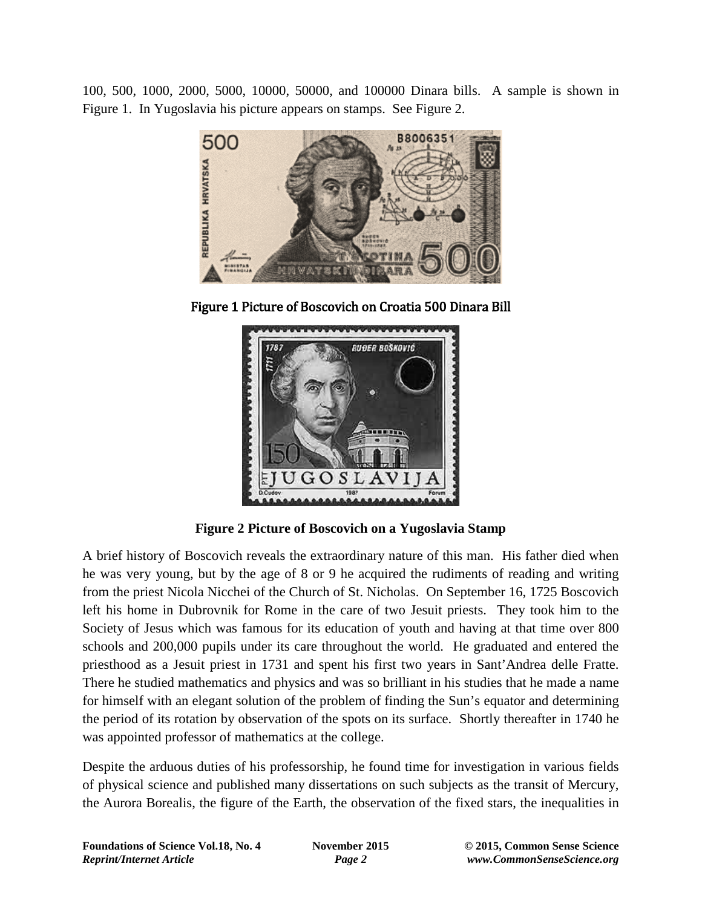100, 500, 1000, 2000, 5000, 10000, 50000, and 100000 Dinara bills. A sample is shown in Figure 1. In Yugoslavia his picture appears on stamps. See Figure 2.

**Figure 1 Picture of Boscovich on Croatia 500 Dinara Bill**

**Figure 2 Picture of Boscovich on a Yugoslavia Stamp**

A brief history of Boscovich reveals the extraordinary nature of this man. His father died when he was very young, but by the age of 8 or 9 he acquired the rudiments of reading and writing from the priest Nicola Nicchei of the Church of St. Nicholas. On September 16, 1725 Boscovich left his home in Dubrovnik for Rome in the care of two Jesuit priests. They took him to the Society of Jesus which was famous for its education of youth and having at that time over 800 schools and 200,000 pupils under its care throughout the world. He graduated and entered the priesthood as a Jesuit priest in 1731 and spent his first two years in Sant'Andrea delle Fratte. There he studied mathematics and physics and was so brilliant in his studies that he made a name for himself with an elegant solution of the problem of finding the Sun's equator and determining the period of its rotation by observation of the spots on its surface. Shortly thereafter in 1740 he was appointed professor of mathematics at the college.

Despite the arduous duties of his professorship, he found time for investigation in various fields of physical science and published many dissertations on such subjects as the transit of Mercury, the Aurora Borealis, the figure of the Earth, the observation of the fixed stars, the inequalities in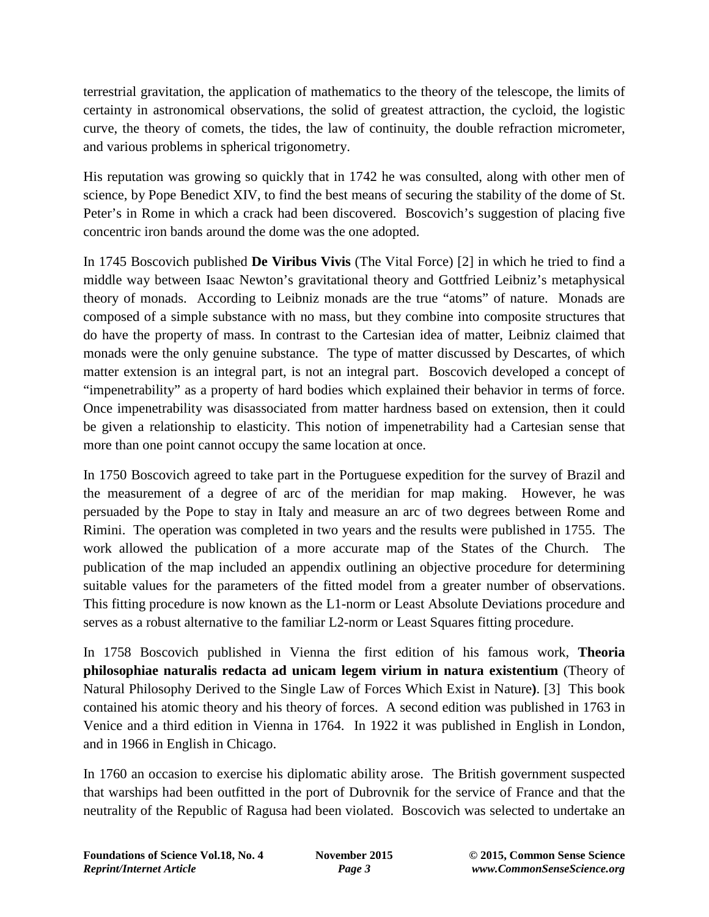terrestrial gravitation, the application of mathematics to the theory of the telescope, the limits of certainty in astronomical observations, the solid of greatest attraction, the cycloid, the logistic curve, the theory of comets, the tides, the law of continuity, the double refraction micrometer, and various problems in spherical trigonometry.

His reputation was growing so quickly that in 1742 he was consulted, along with other men of science, by Pope Benedict XIV, to find the best means of securing the stability of the dome of St. Peter's in Rome in which a crack had been discovered. Boscovich's suggestion of placing five concentric iron bands around the dome was the one adopted.

In 1745 Boscovich published **De Viribus Vivis** (The Vital Force) [2] in which he tried to find a middle way between Isaac Newton's gravitational theory and Gottfried Leibniz's metaphysical theory of monads. According to Leibniz monads are the true "atoms" of nature. Monads are composed of a simple substance with no mass, but they combine into composite structures that do have the property of mass. In contrast to the Cartesian idea of matter, Leibniz claimed that monads were the only genuine substance. The type of matter discussed by Descartes, of which matter extension is an integral part, is not an integral part. Boscovich developed a concept of "impenetrability" as a property of hard bodies which explained their behavior in terms of force. Once impenetrability was disassociated from matter hardness based on extension, then it could be given a relationship to elasticity. This notion of impenetrability had a Cartesian sense that more than one point cannot occupy the same location at once.

In 1750 Boscovich agreed to take part in the Portuguese expedition for the survey of Brazil and the measurement of a degree of arc of the meridian for map making. However, he was persuaded by the Pope to stay in Italy and measure an arc of two degrees between Rome and Rimini. The operation was completed in two years and the results were published in 1755. The work allowed the publication of a more accurate map of the States of the Church. The publication of the map included an appendix outlining an objective procedure for determining suitable values for the parameters of the fitted model from a greater number of observations. This fitting procedure is now known as the L1-norm or Least Absolute Deviations procedure and serves as a robust alternative to the familiar L2-norm or Least Squares fitting procedure.

In 1758 Boscovich published in Vienna the first edition of his famous work, **Theoria philosophiae naturalis redacta ad unicam legem virium in natura existentium** (Theory of Natural Philosophy Derived to the Single Law of Forces Which Exist in Nature**)**. [3] This book contained his atomic theory and his theory of forces. A second edition was published in 1763 in Venice and a third edition in Vienna in 1764. In 1922 it was published in English in London, and in 1966 in English in Chicago.

In 1760 an occasion to exercise his diplomatic ability arose. The British government suspected that warships had been outfitted in the port of Dubrovnik for the service of France and that the neutrality of the Republic of Ragusa had been violated. Boscovich was selected to undertake an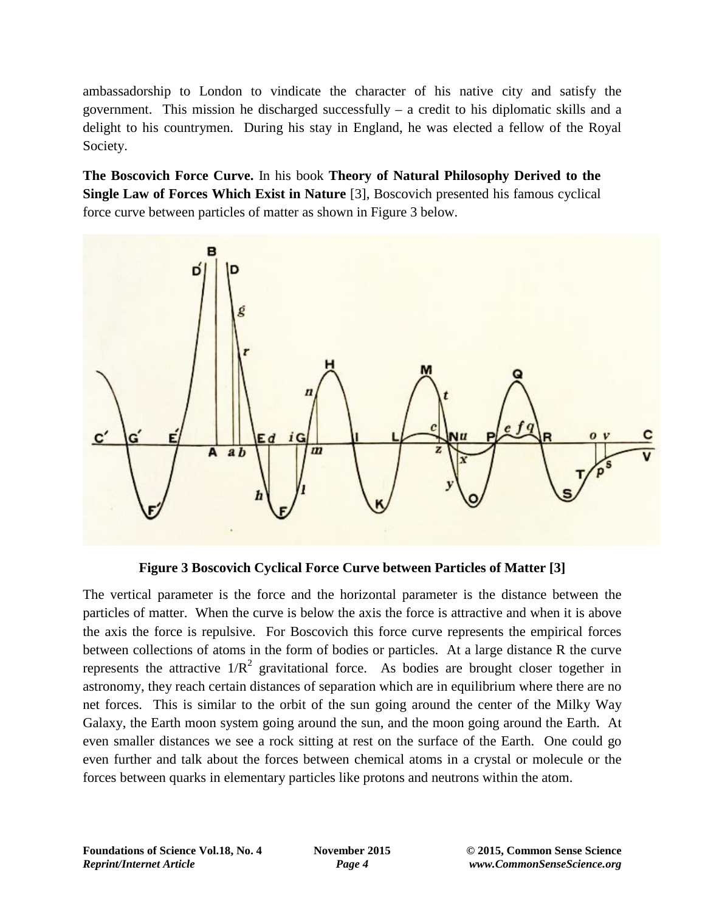ambassadorship to London to vindicate the character of his native city and satisfy the government. This mission he discharged successfully – a credit to his diplomatic skills and a delight to his countrymen. During his stay in England, he was elected a fellow of the Royal Society.

**The Boscovich Force Curve.** In his book **Theory of Natural Philosophy Derived to the Single Law of Forces Which Exist in Nature** [3], Boscovich presented his famous cyclical force curve between particles of matter as shown in Figure 3 below.

**Figure 3 Boscovich Cyclical Force Curve between Particles of Matter [3]**

The vertical parameter is the force and the horizontal parameter is the distance between the particles of matter. When the curve is below the axis the force is attractive and when it is above the axis the force is repulsive. For Boscovich this force curve represents the empirical forces between collections of atoms in the form of bodies or particles. At a large distance R the curve represents the attractive $1/R^2$ gravitational force. As bodies are brought closer together in astronomy, they reach certain distances of separation which are in equilibrium where there are no net forces. This is similar to the orbit of the sun going around the center of the Milky Way Galaxy, the Earth moon system going around the sun, and the moon going around the Earth. At even smaller distances we see a rock sitting at rest on the surface of the Earth. One could go even further and talk about the forces between chemical atoms in a crystal or molecule or the forces between quarks in elementary particles like protons and neutrons within the atom.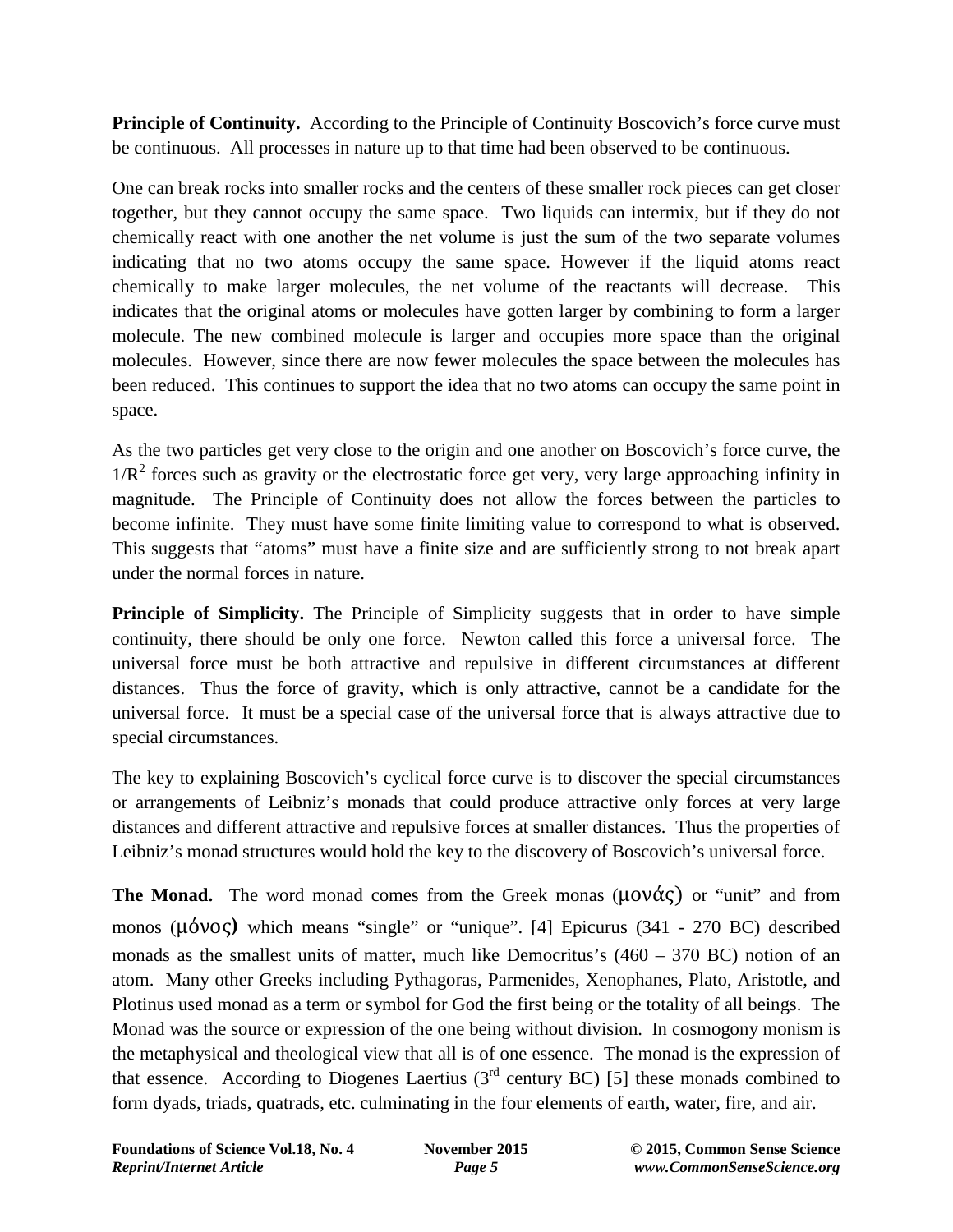**Principle of Continuity.** According to the Principle of Continuity Boscovich's force curve must be continuous. All processes in nature up to that time had been observed to be continuous.

One can break rocks into smaller rocks and the centers of these smaller rock pieces can get closer together, but they cannot occupy the same space. Two liquids can intermix, but if they do not chemically react with one another the net volume is just the sum of the two separate volumes indicating that no two atoms occupy the same space. However if the liquid atoms react chemically to make larger molecules, the net volume of the reactants will decrease. This indicates that the original atoms or molecules have gotten larger by combining to form a larger molecule. The new combined molecule is larger and occupies more space than the original molecules. However, since there are now fewer molecules the space between the molecules has been reduced. This continues to support the idea that no two atoms can occupy the same point in space.

As the two particles get very close to the origin and one another on Boscovich's force curve, the $1/R^2$ forces such as gravity or the electrostatic force get very, very large approaching infinity in magnitude. The Principle of Continuity does not allow the forces between the particles to become infinite. They must have some finite limiting value to correspond to what is observed. This suggests that "atoms" must have a finite size and are sufficiently strong to not break apart under the normal forces in nature.

**Principle of Simplicity.** The Principle of Simplicity suggests that in order to have simple continuity, there should be only one force. Newton called this force a universal force. The universal force must be both attractive and repulsive in different circumstances at different distances. Thus the force of gravity, which is only attractive, cannot be a candidate for the universal force. It must be a special case of the universal force that is always attractive due to special circumstances.

The key to explaining Boscovich's cyclical force curve is to discover the special circumstances or arrangements of Leibniz's monads that could produce attractive only forces at very large distances and different attractive and repulsive forces at smaller distances. Thus the properties of Leibniz's monad structures would hold the key to the discovery of Boscovich's universal force.

**The Monad.** The word monad comes from the Greek monas (μονάς) or "unit" and from monos (μόνος) which means "single" or "unique". [4] Epicurus (341 - 270 BC) described monads as the smallest units of matter, much like Democritus's (460 – 370 BC) notion of an atom. Many other Greeks including Pythagoras, Parmenides, Xenophanes, Plato, Aristotle, and Plotinus used monad as a term or symbol for God the first being or the totality of all beings. The Monad was the source or expression of the one being without division. In cosmogony monism is the metaphysical and theological view that all is of one essence. The monad is the expression of that essence. According to Diogenes Laertius (3rd century BC) [5] these monads combined to form dyads, triads, quatrads, etc. culminating in the four elements of earth, water, fire, and air.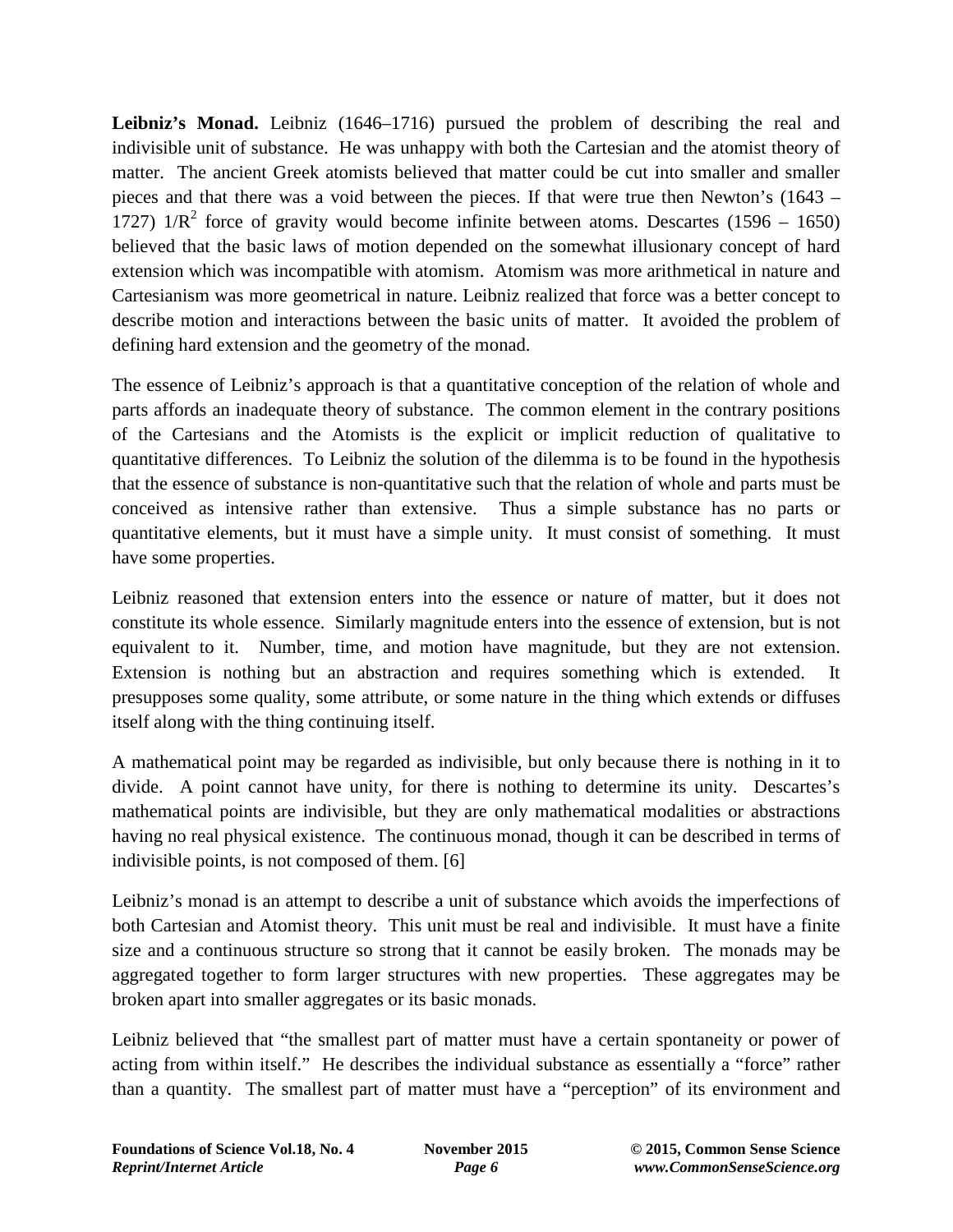**Leibniz's Monad.** Leibniz (1646–1716) pursued the problem of describing the real and indivisible unit of substance. He was unhappy with both the Cartesian and the atomist theory of matter. The ancient Greek atomists believed that matter could be cut into smaller and smaller pieces and that there was a void between the pieces. If that were true then Newton's (1643 – 1727) $1/R^2$ force of gravity would become infinite between atoms. Descartes (1596 – 1650) believed that the basic laws of motion depended on the somewhat illusionary concept of hard extension which was incompatible with atomism. Atomism was more arithmetical in nature and Cartesianism was more geometrical in nature. Leibniz realized that force was a better concept to describe motion and interactions between the basic units of matter. It avoided the problem of defining hard extension and the geometry of the monad.

The essence of Leibniz's approach is that a quantitative conception of the relation of whole and parts affords an inadequate theory of substance. The common element in the contrary positions of the Cartesians and the Atomists is the explicit or implicit reduction of qualitative to quantitative differences. To Leibniz the solution of the dilemma is to be found in the hypothesis that the essence of substance is non-quantitative such that the relation of whole and parts must be conceived as intensive rather than extensive. Thus a simple substance has no parts or quantitative elements, but it must have a simple unity. It must consist of something. It must have some properties.

Leibniz reasoned that extension enters into the essence or nature of matter, but it does not constitute its whole essence. Similarly magnitude enters into the essence of extension, but is not equivalent to it. Number, time, and motion have magnitude, but they are not extension. Extension is nothing but an abstraction and requires something which is extended. It presupposes some quality, some attribute, or some nature in the thing which extends or diffuses itself along with the thing continuing itself.

A mathematical point may be regarded as indivisible, but only because there is nothing in it to divide. A point cannot have unity, for there is nothing to determine its unity. Descartes's mathematical points are indivisible, but they are only mathematical modalities or abstractions having no real physical existence. The continuous monad, though it can be described in terms of indivisible points, is not composed of them. [6]

Leibniz's monad is an attempt to describe a unit of substance which avoids the imperfections of both Cartesian and Atomist theory. This unit must be real and indivisible. It must have a finite size and a continuous structure so strong that it cannot be easily broken. The monads may be aggregated together to form larger structures with new properties. These aggregates may be broken apart into smaller aggregates or its basic monads.

Leibniz believed that "the smallest part of matter must have a certain spontaneity or power of acting from within itself." He describes the individual substance as essentially a "force" rather than a quantity. The smallest part of matter must have a "perception" of its environment and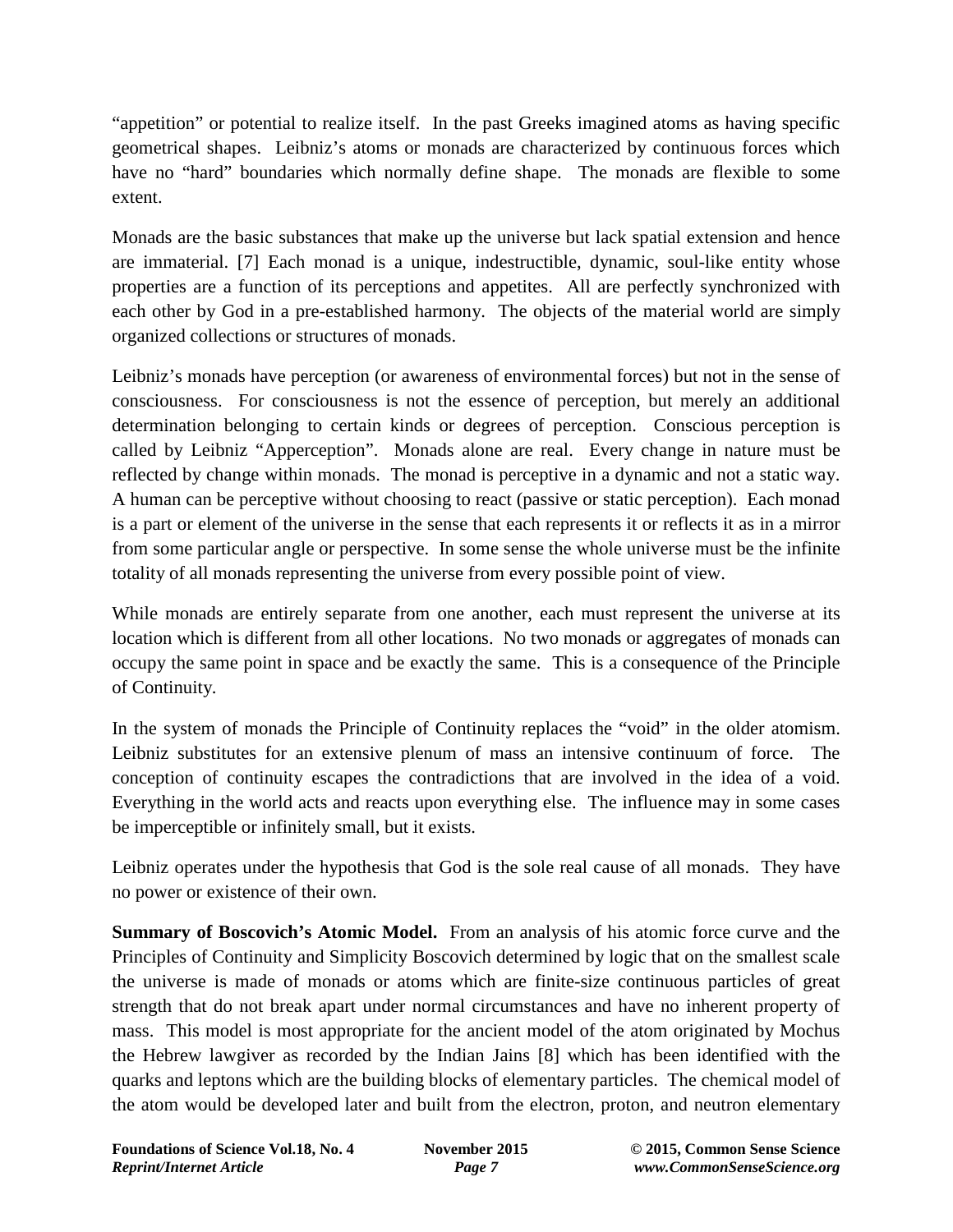"appetition" or potential to realize itself. In the past Greeks imagined atoms as having specific geometrical shapes. Leibniz's atoms or monads are characterized by continuous forces which have no "hard" boundaries which normally define shape. The monads are flexible to some extent.

Monads are the basic substances that make up the universe but lack spatial extension and hence are immaterial. [7] Each monad is a unique, indestructible, dynamic, soul-like entity whose properties are a function of its perceptions and appetites. All are perfectly synchronized with each other by God in a pre-established harmony. The objects of the material world are simply organized collections or structures of monads.

Leibniz's monads have perception (or awareness of environmental forces) but not in the sense of consciousness. For consciousness is not the essence of perception, but merely an additional determination belonging to certain kinds or degrees of perception. Conscious perception is called by Leibniz "Apperception". Monads alone are real. Every change in nature must be reflected by change within monads. The monad is perceptive in a dynamic and not a static way. A human can be perceptive without choosing to react (passive or static perception). Each monad is a part or element of the universe in the sense that each represents it or reflects it as in a mirror from some particular angle or perspective. In some sense the whole universe must be the infinite totality of all monads representing the universe from every possible point of view.

While monads are entirely separate from one another, each must represent the universe at its location which is different from all other locations. No two monads or aggregates of monads can occupy the same point in space and be exactly the same. This is a consequence of the Principle of Continuity.

In the system of monads the Principle of Continuity replaces the "void" in the older atomism. Leibniz substitutes for an extensive plenum of mass an intensive continuum of force. The conception of continuity escapes the contradictions that are involved in the idea of a void. Everything in the world acts and reacts upon everything else. The influence may in some cases be imperceptible or infinitely small, but it exists.

Leibniz operates under the hypothesis that God is the sole real cause of all monads. They have no power or existence of their own.

**Summary of Boscovich's Atomic Model.** From an analysis of his atomic force curve and the Principles of Continuity and Simplicity Boscovich determined by logic that on the smallest scale the universe is made of monads or atoms which are finite-size continuous particles of great strength that do not break apart under normal circumstances and have no inherent property of mass. This model is most appropriate for the ancient model of the atom originated by Mochus the Hebrew lawgiver as recorded by the Indian Jains [8] which has been identified with the quarks and leptons which are the building blocks of elementary particles. The chemical model of the atom would be developed later and built from the electron, proton, and neutron elementary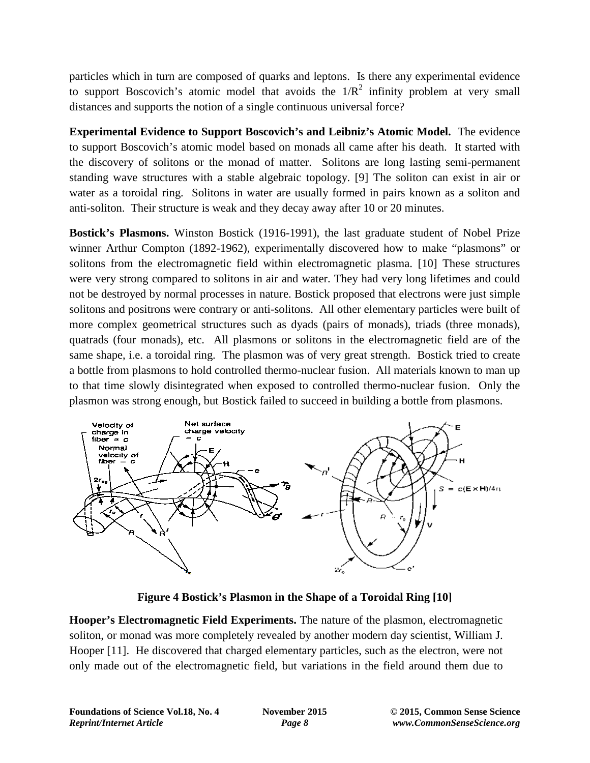particles which in turn are composed of quarks and leptons. Is there any experimental evidence to support Boscovich's atomic model that avoids the $1/R^2$ infinity problem at very small distances and supports the notion of a single continuous universal force?

**Experimental Evidence to Support Boscovich's and Leibniz's Atomic Model.** The evidence to support Boscovich's atomic model based on monads all came after his death. It started with the discovery of solitons or the monad of matter. Solitons are long lasting semi-permanent standing wave structures with a stable algebraic topology. [9] The soliton can exist in air or water as a toroidal ring. Solitons in water are usually formed in pairs known as a soliton and anti-soliton. Their structure is weak and they decay away after 10 or 20 minutes.

**Bostick's Plasmons.** Winston Bostick (1916-1991), the last graduate student of Nobel Prize winner Arthur Compton (1892-1962), experimentally discovered how to make "plasmons" or solitons from the electromagnetic field within electromagnetic plasma. [10] These structures were very strong compared to solitons in air and water. They had very long lifetimes and could not be destroyed by normal processes in nature. Bostick proposed that electrons were just simple solitons and positrons were contrary or anti-solitons. All other elementary particles were built of more complex geometrical structures such as dyads (pairs of monads), triads (three monads), quatrads (four monads), etc. All plasmons or solitons in the electromagnetic field are of the same shape, i.e. a toroidal ring. The plasmon was of very great strength. Bostick tried to create a bottle from plasmons to hold controlled thermo-nuclear fusion. All materials known to man up to that time slowly disintegrated when exposed to controlled thermo-nuclear fusion. Only the plasmon was strong enough, but Bostick failed to succeed in building a bottle from plasmons.

**Figure 4 Bostick's Plasmon in the Shape of a Toroidal Ring [10]**

**Hooper's Electromagnetic Field Experiments.** The nature of the plasmon, electromagnetic soliton, or monad was more completely revealed by another modern day scientist, William J. Hooper [11]. He discovered that charged elementary particles, such as the electron, were not only made out of the electromagnetic field, but variations in the field around them due to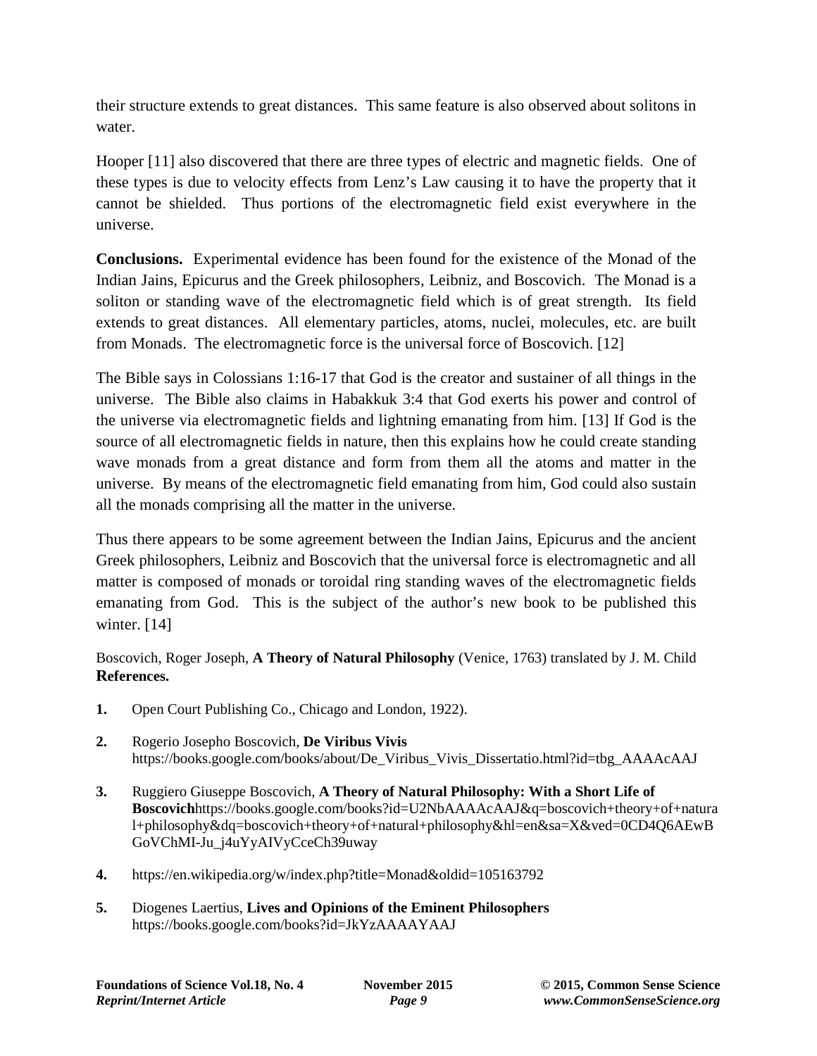their structure extends to great distances. This same feature is also observed about solitons in water.

Hooper [11] also discovered that there are three types of electric and magnetic fields. One of these types is due to velocity effects from Lenz's Law causing it to have the property that it cannot be shielded. Thus portions of the electromagnetic field exist everywhere in the universe.

**Conclusions.** Experimental evidence has been found for the existence of the Monad of the Indian Jains, Epicurus and the Greek philosophers, Leibniz, and Boscovich. The Monad is a soliton or standing wave of the electromagnetic field which is of great strength. Its field extends to great distances. All elementary particles, atoms, nuclei, molecules, etc. are built from Monads. The electromagnetic force is the universal force of Boscovich. [12]

The Bible says in Colossians 1:16-17 that God is the creator and sustainer of all things in the universe. The Bible also claims in Habakkuk 3:4 that God exerts his power and control of the universe via electromagnetic fields and lightning emanating from him. [13] If God is the source of all electromagnetic fields in nature, then this explains how he could create standing wave monads from a great distance and form from them all the atoms and matter in the universe. By means of the electromagnetic field emanating from him, God could also sustain all the monads comprising all the matter in the universe.

Thus there appears to be some agreement between the Indian Jains, Epicurus and the ancient Greek philosophers, Leibniz and Boscovich that the universal force is electromagnetic and all matter is composed of monads or toroidal ring standing waves of the electromagnetic fields emanating from God. This is the subject of the author's new book to be published this winter. [14]

Boscovich, Roger Joseph, **A Theory of Natural Philosophy** (Venice, 1763) translated by J. M. Child
**References.**

1. Open Court Publishing Co., Chicago and London, 1922).
2. Rogerio Josepho Boscovich, **De Viribus Vivis** https://books.google.com/books/about/De_Viribus_Vivis_Dissertatio.html?id=tbg_AAAAcAAJ
3. Ruggiero Giuseppe Boscovich, **A Theory of Natural Philosophy: With a Short Life of Boscovich**https://books.google.com/books?id=U2NbAAAAcAAJ&q=boscovich+theory+of+natural+philosophy&dq=boscovich+theory+of+natural+philosophy&hl=en&sa=X&ved=0CD4Q6AEwBGoVChMI-Ju_j4uYyAIVyCceCh39uway
4. https://en.wikipedia.org/w/index.php?title=Monad&oldid=105163792
5. Diogenes Laertius, **Lives and Opinions of the Eminent Philosophers** https://books.google.com/books?id=JkYzAAAAYAAJ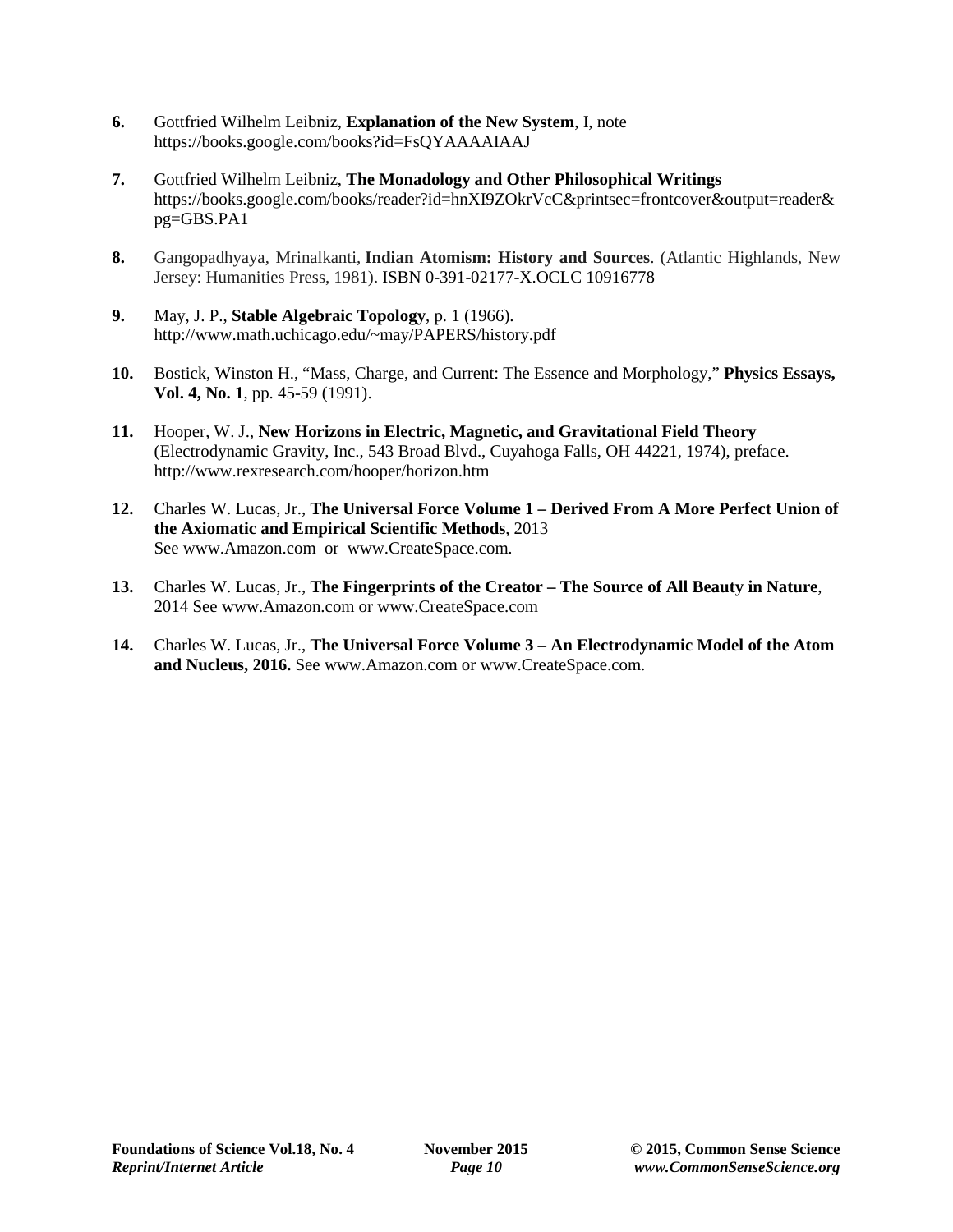**6.** Gottfried Wilhelm Leibniz, **Explanation of the New System**, I, note https://books.google.com/books?id=FsQYAAAAIAAJ

**7.** Gottfried Wilhelm Leibniz, **The Monadology and Other Philosophical Writings** https://books.google.com/books/reader?id=hnXI9ZOkrVcC&printsec=frontcover&output=reader&pg=GBS.PA1

**8.** Gangopadhyaya, Mrinalkanti, **Indian Atomism: History and Sources**. (Atlantic Highlands, New Jersey: Humanities Press, 1981). ISBN 0-391-02177-X.OCLC 10916778

**9.** May, J. P., **Stable Algebraic Topology**, p. 1 (1966). http://www.math.uchicago.edu/~may/PAPERS/history.pdf

**10.** Bostick, Winston H., "Mass, Charge, and Current: The Essence and Morphology," **Physics Essays, Vol. 4, No. 1**, pp. 45-59 (1991).

**11.** Hooper, W. J., **New Horizons in Electric, Magnetic, and Gravitational Field Theory** (Electrodynamic Gravity, Inc., 543 Broad Blvd., Cuyahoga Falls, OH 44221, 1974), preface. http://www.rexresearch.com/hooper/horizon.htm

**12.** Charles W. Lucas, Jr., **The Universal Force Volume 1 – Derived From A More Perfect Union of the Axiomatic and Empirical Scientific Methods**, 2013 See www.Amazon.com or www.CreateSpace.com.

**13.** Charles W. Lucas, Jr., **The Fingerprints of the Creator – The Source of All Beauty in Nature**, 2014 See www.Amazon.com or www.CreateSpace.com

**14.** Charles W. Lucas, Jr., **The Universal Force Volume 3 – An Electrodynamic Model of the Atom and Nucleus, 2016.** See www.Amazon.com or www.CreateSpace.com.